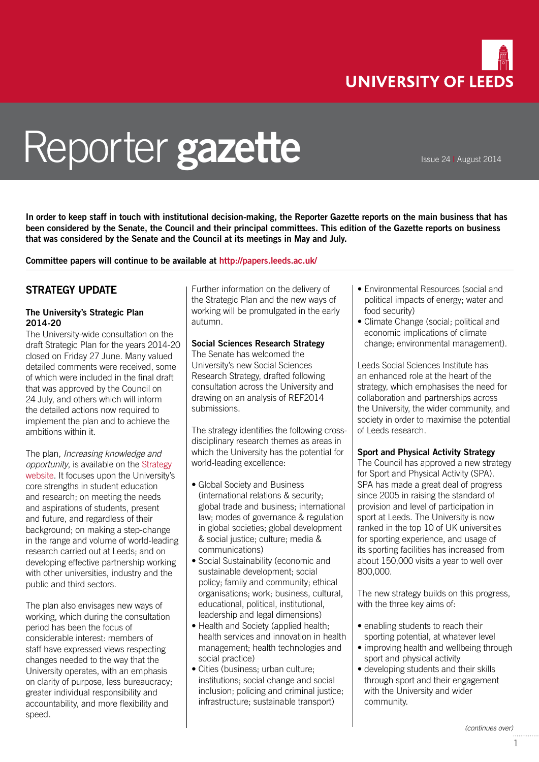UNIVERSITY OF LEEDS

# Reporter **gazette**

Issue 24 | August 2014

**In order to keep staff in touch with institutional decision-making, the Reporter Gazette reports on the main business that has been considered by the Senate, the Council and their principal committees. This edition of the Gazette reports on business that was considered by the Senate and the Council at its meetings in May and July.**

**Committee papers will continue to be available at http://papers.leeds.ac.uk/**

## STRATEGY UPDATE

### The University's Strategic Plan 2014-20

The University-wide consultation on the draft Strategic Plan for the years 2014-20 closed on Friday 27 June. Many valued detailed comments were received, some of which were included in the final draft that was approved by the Council on 24 July, and others which will inform the detailed actions now required to implement the plan and to achieve the ambitions within it.

The plan, *Increasing knowledge and opportunity*, is available on the Strategy website. It focuses upon the University's core strengths in student education and research; on meeting the needs and aspirations of students, present and future, and regardless of their background; on making a step-change in the range and volume of world-leading research carried out at Leeds; and on developing effective partnership working with other universities, industry and the public and third sectors.

The plan also envisages new ways of working, which during the consultation period has been the focus of considerable interest: members of staff have expressed views respecting changes needed to the way that the University operates, with an emphasis on clarity of purpose, less bureaucracy; greater individual responsibility and accountability, and more flexibility and speed.

Further information on the delivery of the Strategic Plan and the new ways of working will be promulgated in the early autumn.

### Social Sciences Research Strategy

The Senate has welcomed the University's new Social Sciences Research Strategy, drafted following consultation across the University and drawing on an analysis of REF2014 submissions.

The strategy identifies the following cross-disciplinary research themes as areas in which the University has the potential for world-leading excellence:

- Global Society and Business (international relations & security; global trade and business; international law; modes of governance & regulation in global societies; global development & social justice; culture; media & communications)
- Social Sustainability (economic and sustainable development; social policy; family and community; ethical organisations; work; business, cultural, educational, political, institutional, leadership and legal dimensions)
- Health and Society (applied health; health services and innovation in health management; health technologies and social practice)
- Cities (business; urban culture; institutions; social change and social inclusion; policing and criminal justice; infrastructure; sustainable transport)
- Environmental Resources (social and political impacts of energy; water and food security)
- Climate Change (social; political and economic implications of climate change; environmental management).

Leeds Social Sciences Institute has an enhanced role at the heart of the strategy, which emphasises the need for collaboration and partnerships across the University, the wider community, and society in order to maximise the potential of Leeds research.

### Sport and Physical Activity Strategy

The Council has approved a new strategy for Sport and Physical Activity (SPA). SPA has made a great deal of progress since 2005 in raising the standard of provision and level of participation in sport at Leeds. The University is now ranked in the top 10 of UK universities for sporting experience, and usage of its sporting facilities has increased from about 150,000 visits a year to well over 800,000.

The new strategy builds on this progress, with the three key aims of:

- enabling students to reach their sporting potential, at whatever level
- improving health and wellbeing through sport and physical activity
- developing students and their skills through sport and their engagement with the University and wider community.

*(continues over)*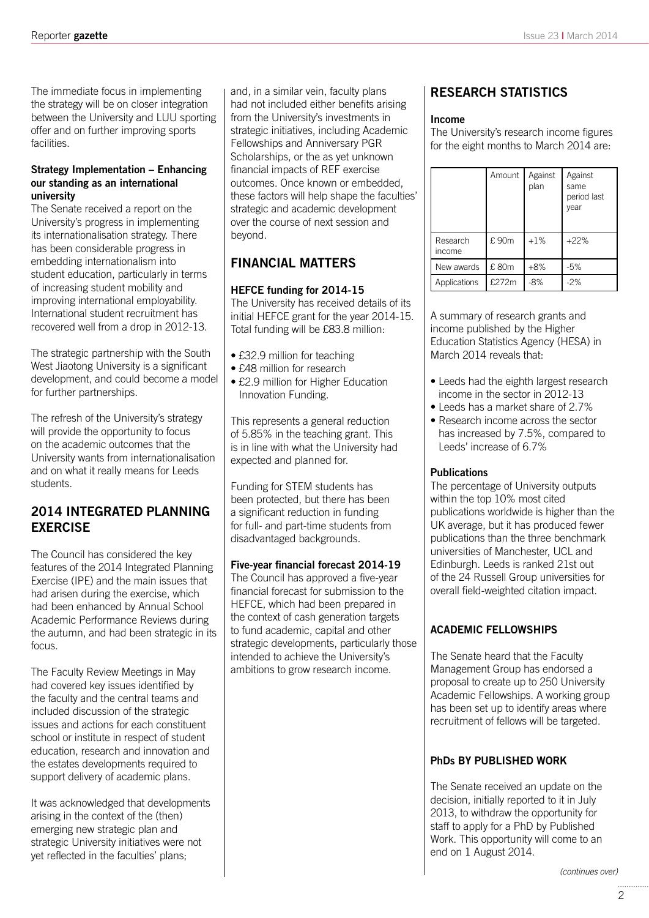The immediate focus in implementing the strategy will be on closer integration between the University and LUU sporting offer and on further improving sports facilities.

**Strategy Implementation – Enhancing our standing as an international university**

The Senate received a report on the University's progress in implementing its internationalisation strategy. There has been considerable progress in embedding internationalism into student education, particularly in terms of increasing student mobility and improving international employability. International student recruitment has recovered well from a drop in 2012-13.

The strategic partnership with the South West Jiaotong University is a significant development, and could become a model for further partnerships.

The refresh of the University's strategy will provide the opportunity to focus on the academic outcomes that the University wants from internationalisation and on what it really means for Leeds students.

## 2014 INTEGRATED PLANNING EXERCISE

The Council has considered the key features of the 2014 Integrated Planning Exercise (IPE) and the main issues that had arisen during the exercise, which had been enhanced by Annual School Academic Performance Reviews during the autumn, and had been strategic in its focus.

The Faculty Review Meetings in May had covered key issues identified by the faculty and the central teams and included discussion of the strategic issues and actions for each constituent school or institute in respect of student education, research and innovation and the estates developments required to support delivery of academic plans.

It was acknowledged that developments arising in the context of the (then) emerging new strategic plan and strategic University initiatives were not yet reflected in the faculties' plans; and, in a similar vein, faculty plans had not included either benefits arising from the University's investments in strategic initiatives, including Academic Fellowships and Anniversary PGR Scholarships, or the as yet unknown financial impacts of REF exercise outcomes. Once known or embedded, these factors will help shape the faculties' strategic and academic development over the course of next session and beyond.

## FINANCIAL MATTERS

**HEFCE funding for 2014-15**

The University has received details of its initial HEFCE grant for the year 2014-15. Total funding will be £83.8 million:

- £32.9 million for teaching
- £48 million for research
- £2.9 million for Higher Education Innovation Funding.

This represents a general reduction of 5.85% in the teaching grant. This is in line with what the University had expected and planned for.

Funding for STEM students has been protected, but there has been a significant reduction in funding for full- and part-time students from disadvantaged backgrounds.

**Five-year financial forecast 2014-19**

The Council has approved a five-year financial forecast for submission to the HEFCE, which had been prepared in the context of cash generation targets to fund academic, capital and other strategic developments, particularly those intended to achieve the University's ambitions to grow research income.

## RESEARCH STATISTICS

**Income**

The University's research income figures for the eight months to March 2014 are:

| | Amount | Against plan | Against same period last year |
|---|---|---|---|
| Research income | £ 90m | +1% | +22% |
| New awards | £ 80m | +8% | -5% |
| Applications | £272m | -8% | -2% |

A summary of research grants and income published by the Higher Education Statistics Agency (HESA) in March 2014 reveals that:

- Leeds had the eighth largest research income in the sector in 2012-13
- Leeds has a market share of 2.7%
- Research income across the sector has increased by 7.5%, compared to Leeds' increase of 6.7%

**Publications**

The percentage of University outputs within the top 10% most cited publications worldwide is higher than the UK average, but it has produced fewer publications than the three benchmark universities of Manchester, UCL and Edinburgh. Leeds is ranked 21st out of the 24 Russell Group universities for overall field-weighted citation impact.

### ACADEMIC FELLOWSHIPS

The Senate heard that the Faculty Management Group has endorsed a proposal to create up to 250 University Academic Fellowships. A working group has been set up to identify areas where recruitment of fellows will be targeted.

### PhDs BY PUBLISHED WORK

The Senate received an update on the decision, initially reported to it in July 2013, to withdraw the opportunity for staff to apply for a PhD by Published Work. This opportunity will come to an end on 1 August 2014.

*(continues over)*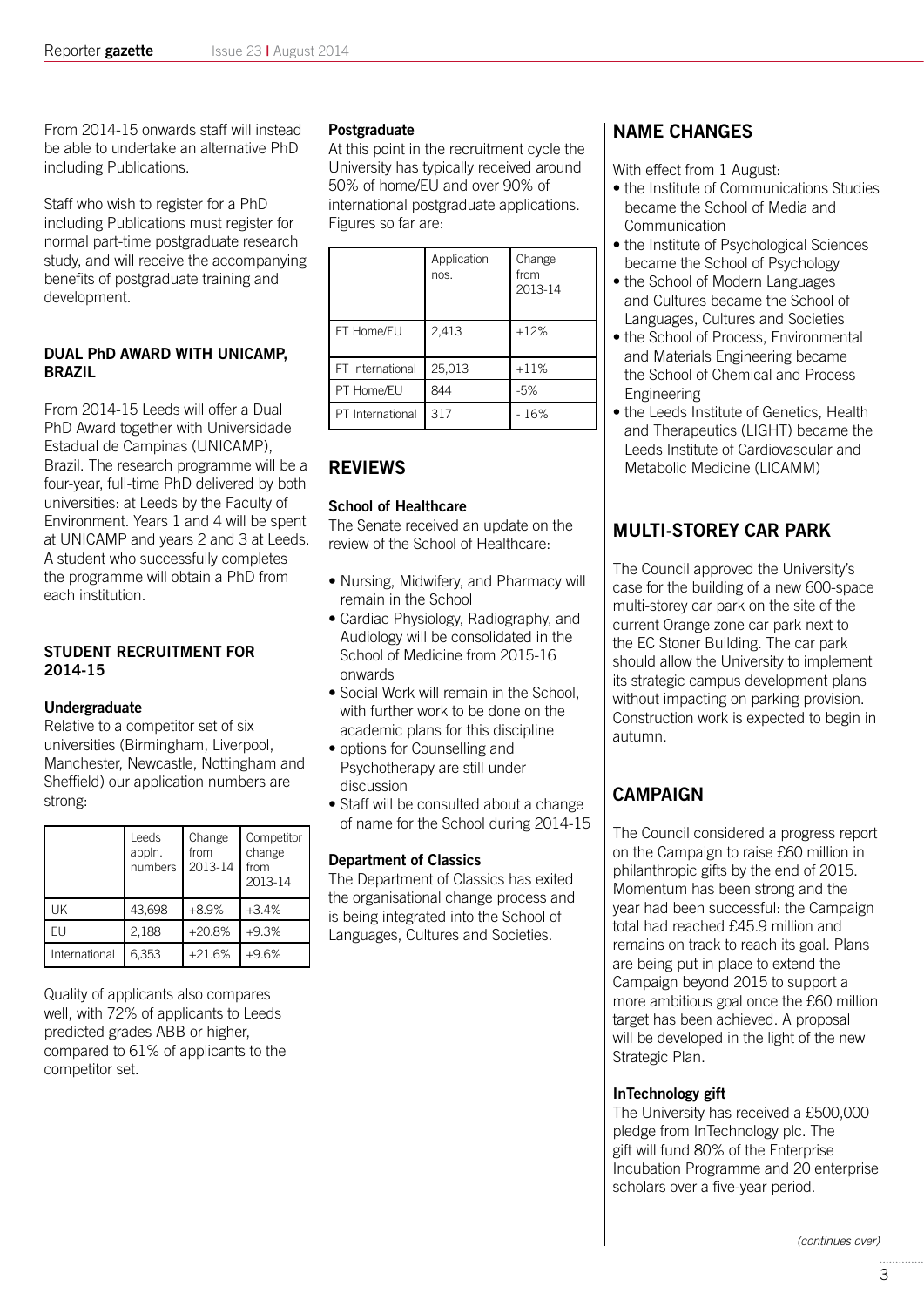From 2014-15 onwards staff will instead be able to undertake an alternative PhD including Publications.

Staff who wish to register for a PhD including Publications must register for normal part-time postgraduate research study, and will receive the accompanying benefits of postgraduate training and development.

### DUAL PhD AWARD WITH UNICAMP, BRAZIL

From 2014-15 Leeds will offer a Dual PhD Award together with Universidade Estadual de Campinas (UNICAMP), Brazil. The research programme will be a four-year, full-time PhD delivered by both universities: at Leeds by the Faculty of Environment. Years 1 and 4 will be spent at UNICAMP and years 2 and 3 at Leeds. A student who successfully completes the programme will obtain a PhD from each institution.

### STUDENT RECRUITMENT FOR 2014-15

#### Undergraduate

Relative to a competitor set of six universities (Birmingham, Liverpool, Manchester, Newcastle, Nottingham and Sheffield) our application numbers are strong:

| | Leeds appln. numbers | Change from 2013-14 | Competitor change from 2013-14 |
|---|---|---|---|
| UK | 43,698 | +8.9% | +3.4% |
| EU | 2,188 | +20.8% | +9.3% |
| International | 6,353 | +21.6% | +9.6% |

Quality of applicants also compares well, with 72% of applicants to Leeds predicted grades ABB or higher, compared to 61% of applicants to the competitor set.

#### Postgraduate

At this point in the recruitment cycle the University has typically received around 50% of home/EU and over 90% of international postgraduate applications. Figures so far are:

| | Application nos. | Change from 2013-14 |
|---|---|---|
| FT Home/EU | 2,413 | +12% |
| FT International | 25,013 | +11% |
| PT Home/EU | 844 | -5% |
| PT International | 317 | - 16% |

### REVIEWS

#### School of Healthcare

The Senate received an update on the review of the School of Healthcare:

- Nursing, Midwifery, and Pharmacy will remain in the School
- Cardiac Physiology, Radiography, and Audiology will be consolidated in the School of Medicine from 2015-16 onwards
- Social Work will remain in the School, with further work to be done on the academic plans for this discipline
- options for Counselling and Psychotherapy are still under discussion
- Staff will be consulted about a change of name for the School during 2014-15

#### Department of Classics

The Department of Classics has exited the organisational change process and is being integrated into the School of Languages, Cultures and Societies.

### NAME CHANGES

With effect from 1 August:

- the Institute of Communications Studies became the School of Media and Communication
- the Institute of Psychological Sciences became the School of Psychology
- the School of Modern Languages and Cultures became the School of Languages, Cultures and Societies
- the School of Process, Environmental and Materials Engineering became the School of Chemical and Process Engineering
- the Leeds Institute of Genetics, Health and Therapeutics (LIGHT) became the Leeds Institute of Cardiovascular and Metabolic Medicine (LICAMM)

### MULTI-STOREY CAR PARK

The Council approved the University's case for the building of a new 600-space multi-storey car park on the site of the current Orange zone car park next to the EC Stoner Building. The car park should allow the University to implement its strategic campus development plans without impacting on parking provision. Construction work is expected to begin in autumn.

### CAMPAIGN

The Council considered a progress report on the Campaign to raise £60 million in philanthropic gifts by the end of 2015. Momentum has been strong and the year had been successful: the Campaign total had reached £45.9 million and remains on track to reach its goal. Plans are being put in place to extend the Campaign beyond 2015 to support a more ambitious goal once the £60 million target has been achieved. A proposal will be developed in the light of the new Strategic Plan.

#### InTechnology gift

The University has received a £500,000 pledge from InTechnology plc. The gift will fund 80% of the Enterprise Incubation Programme and 20 enterprise scholars over a five-year period.

*(continues over)*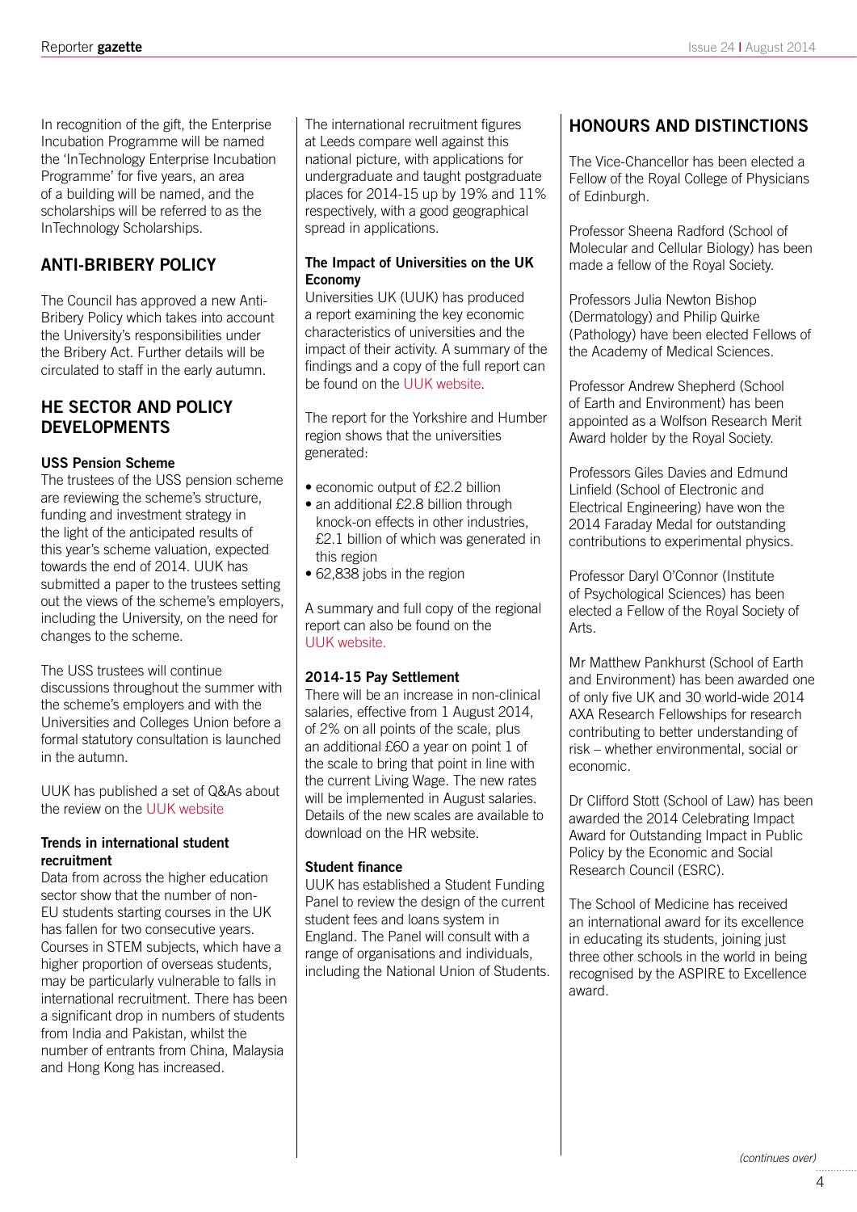In recognition of the gift, the Enterprise Incubation Programme will be named the 'InTechnology Enterprise Incubation Programme' for five years, an area of a building will be named, and the scholarships will be referred to as the InTechnology Scholarships.

## ANTI-BRIBERY POLICY

The Council has approved a new Anti-Bribery Policy which takes into account the University's responsibilities under the Bribery Act. Further details will be circulated to staff in the early autumn.

## HE SECTOR AND POLICY DEVELOPMENTS

### USS Pension Scheme

The trustees of the USS pension scheme are reviewing the scheme's structure, funding and investment strategy in the light of the anticipated results of this year's scheme valuation, expected towards the end of 2014. UUK has submitted a paper to the trustees setting out the views of the scheme's employers, including the University, on the need for changes to the scheme.

The USS trustees will continue discussions throughout the summer with the scheme's employers and with the Universities and Colleges Union before a formal statutory consultation is launched in the autumn.

UUK has published a set of Q&As about the review on the UUK website

### Trends in international student recruitment

Data from across the higher education sector show that the number of non-EU students starting courses in the UK has fallen for two consecutive years. Courses in STEM subjects, which have a higher proportion of overseas students, may be particularly vulnerable to falls in international recruitment. There has been a significant drop in numbers of students from India and Pakistan, whilst the number of entrants from China, Malaysia and Hong Kong has increased.

The international recruitment figures at Leeds compare well against this national picture, with applications for undergraduate and taught postgraduate places for 2014-15 up by 19% and 11% respectively, with a good geographical spread in applications.

### The Impact of Universities on the UK Economy

Universities UK (UUK) has produced a report examining the key economic characteristics of universities and the impact of their activity. A summary of the findings and a copy of the full report can be found on the UUK website.

The report for the Yorkshire and Humber region shows that the universities generated:

- economic output of £2.2 billion
- an additional £2.8 billion through knock-on effects in other industries, £2.1 billion of which was generated in this region
- 62,838 jobs in the region

A summary and full copy of the regional report can also be found on the UUK website.

### 2014-15 Pay Settlement

There will be an increase in non-clinical salaries, effective from 1 August 2014, of 2% on all points of the scale, plus an additional £60 a year on point 1 of the scale to bring that point in line with the current Living Wage. The new rates will be implemented in August salaries. Details of the new scales are available to download on the HR website.

### Student finance

UUK has established a Student Funding Panel to review the design of the current student fees and loans system in England. The Panel will consult with a range of organisations and individuals, including the National Union of Students.

## HONOURS AND DISTINCTIONS

The Vice-Chancellor has been elected a Fellow of the Royal College of Physicians of Edinburgh.

Professor Sheena Radford (School of Molecular and Cellular Biology) has been made a fellow of the Royal Society.

Professors Julia Newton Bishop (Dermatology) and Philip Quirke (Pathology) have been elected Fellows of the Academy of Medical Sciences.

Professor Andrew Shepherd (School of Earth and Environment) has been appointed as a Wolfson Research Merit Award holder by the Royal Society.

Professors Giles Davies and Edmund Linfield (School of Electronic and Electrical Engineering) have won the 2014 Faraday Medal for outstanding contributions to experimental physics.

Professor Daryl O'Connor (Institute of Psychological Sciences) has been elected a Fellow of the Royal Society of Arts.

Mr Matthew Pankhurst (School of Earth and Environment) has been awarded one of only five UK and 30 world-wide 2014 AXA Research Fellowships for research contributing to better understanding of risk – whether environmental, social or economic.

Dr Clifford Stott (School of Law) has been awarded the 2014 Celebrating Impact Award for Outstanding Impact in Public Policy by the Economic and Social Research Council (ESRC).

The School of Medicine has received an international award for its excellence in educating its students, joining just three other schools in the world in being recognised by the ASPIRE to Excellence award.

*(continues over)*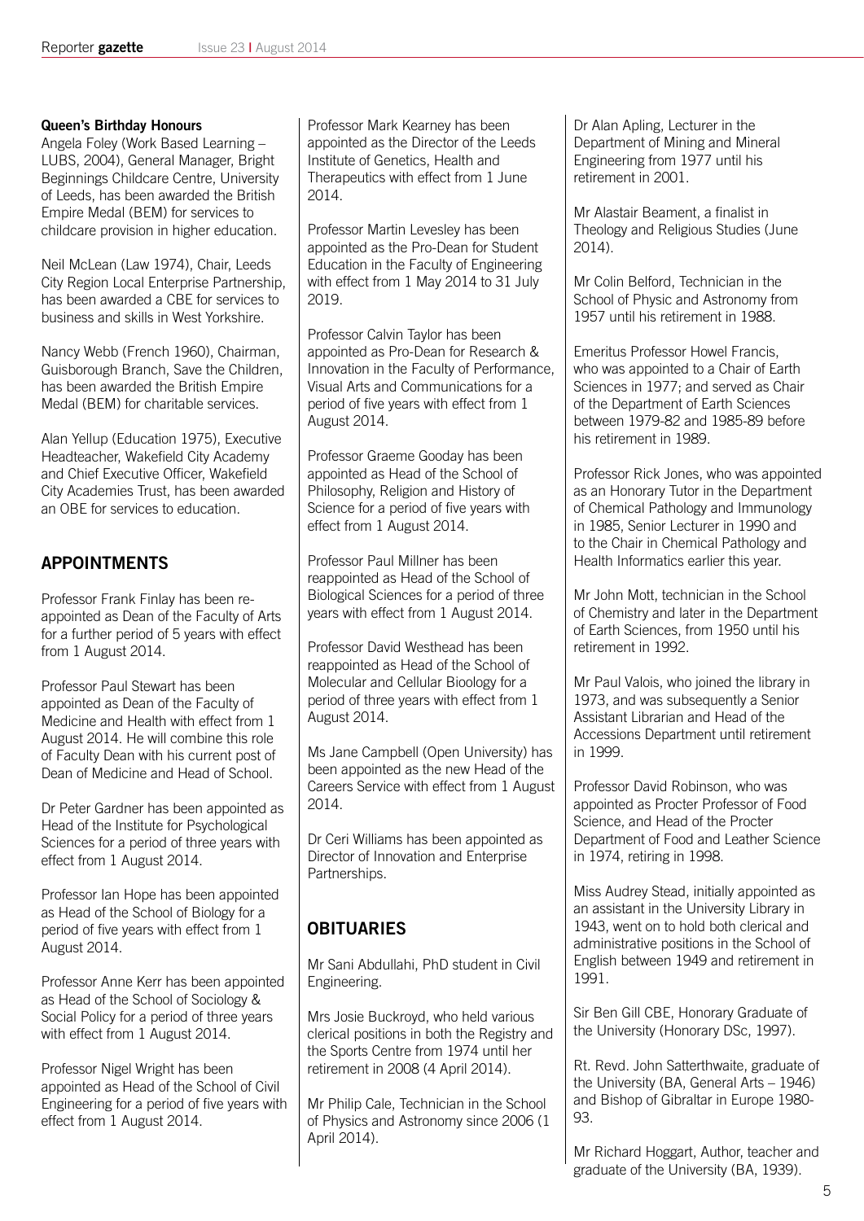**Queen's Birthday Honours**

Angela Foley (Work Based Learning – LUBS, 2004), General Manager, Bright Beginnings Childcare Centre, University of Leeds, has been awarded the British Empire Medal (BEM) for services to childcare provision in higher education.

Neil McLean (Law 1974), Chair, Leeds City Region Local Enterprise Partnership, has been awarded a CBE for services to business and skills in West Yorkshire.

Nancy Webb (French 1960), Chairman, Guisborough Branch, Save the Children, has been awarded the British Empire Medal (BEM) for charitable services.

Alan Yellup (Education 1975), Executive Headteacher, Wakefield City Academy and Chief Executive Officer, Wakefield City Academies Trust, has been awarded an OBE for services to education.

## APPOINTMENTS

Professor Frank Finlay has been re-appointed as Dean of the Faculty of Arts for a further period of 5 years with effect from 1 August 2014.

Professor Paul Stewart has been appointed as Dean of the Faculty of Medicine and Health with effect from 1 August 2014. He will combine this role of Faculty Dean with his current post of Dean of Medicine and Head of School.

Dr Peter Gardner has been appointed as Head of the Institute for Psychological Sciences for a period of three years with effect from 1 August 2014.

Professor Ian Hope has been appointed as Head of the School of Biology for a period of five years with effect from 1 August 2014.

Professor Anne Kerr has been appointed as Head of the School of Sociology & Social Policy for a period of three years with effect from 1 August 2014.

Professor Nigel Wright has been appointed as Head of the School of Civil Engineering for a period of five years with effect from 1 August 2014.

Professor Mark Kearney has been appointed as the Director of the Leeds Institute of Genetics, Health and Therapeutics with effect from 1 June 2014.

Professor Martin Levesley has been appointed as the Pro-Dean for Student Education in the Faculty of Engineering with effect from 1 May 2014 to 31 July 2019.

Professor Calvin Taylor has been appointed as Pro-Dean for Research & Innovation in the Faculty of Performance, Visual Arts and Communications for a period of five years with effect from 1 August 2014.

Professor Graeme Gooday has been appointed as Head of the School of Philosophy, Religion and History of Science for a period of five years with effect from 1 August 2014.

Professor Paul Millner has been reappointed as Head of the School of Biological Sciences for a period of three years with effect from 1 August 2014.

Professor David Westhead has been reappointed as Head of the School of Molecular and Cellular Bioology for a period of three years with effect from 1 August 2014.

Ms Jane Campbell (Open University) has been appointed as the new Head of the Careers Service with effect from 1 August 2014.

Dr Ceri Williams has been appointed as Director of Innovation and Enterprise Partnerships.

## OBITUARIES

Mr Sani Abdullahi, PhD student in Civil Engineering.

Mrs Josie Buckroyd, who held various clerical positions in both the Registry and the Sports Centre from 1974 until her retirement in 2008 (4 April 2014).

Mr Philip Cale, Technician in the School of Physics and Astronomy since 2006 (1 April 2014).

Dr Alan Apling, Lecturer in the Department of Mining and Mineral Engineering from 1977 until his retirement in 2001.

Mr Alastair Beament, a finalist in Theology and Religious Studies (June 2014).

Mr Colin Belford, Technician in the School of Physic and Astronomy from 1957 until his retirement in 1988.

Emeritus Professor Howel Francis, who was appointed to a Chair of Earth Sciences in 1977; and served as Chair of the Department of Earth Sciences between 1979-82 and 1985-89 before his retirement in 1989.

Professor Rick Jones, who was appointed as an Honorary Tutor in the Department of Chemical Pathology and Immunology in 1985, Senior Lecturer in 1990 and to the Chair in Chemical Pathology and Health Informatics earlier this year.

Mr John Mott, technician in the School of Chemistry and later in the Department of Earth Sciences, from 1950 until his retirement in 1992.

Mr Paul Valois, who joined the library in 1973, and was subsequently a Senior Assistant Librarian and Head of the Accessions Department until retirement in 1999.

Professor David Robinson, who was appointed as Procter Professor of Food Science, and Head of the Procter Department of Food and Leather Science in 1974, retiring in 1998.

Miss Audrey Stead, initially appointed as an assistant in the University Library in 1943, went on to hold both clerical and administrative positions in the School of English between 1949 and retirement in 1991.

Sir Ben Gill CBE, Honorary Graduate of the University (Honorary DSc, 1997).

Rt. Revd. John Satterthwaite, graduate of the University (BA, General Arts – 1946) and Bishop of Gibraltar in Europe 1980-93.

Mr Richard Hoggart, Author, teacher and graduate of the University (BA, 1939).